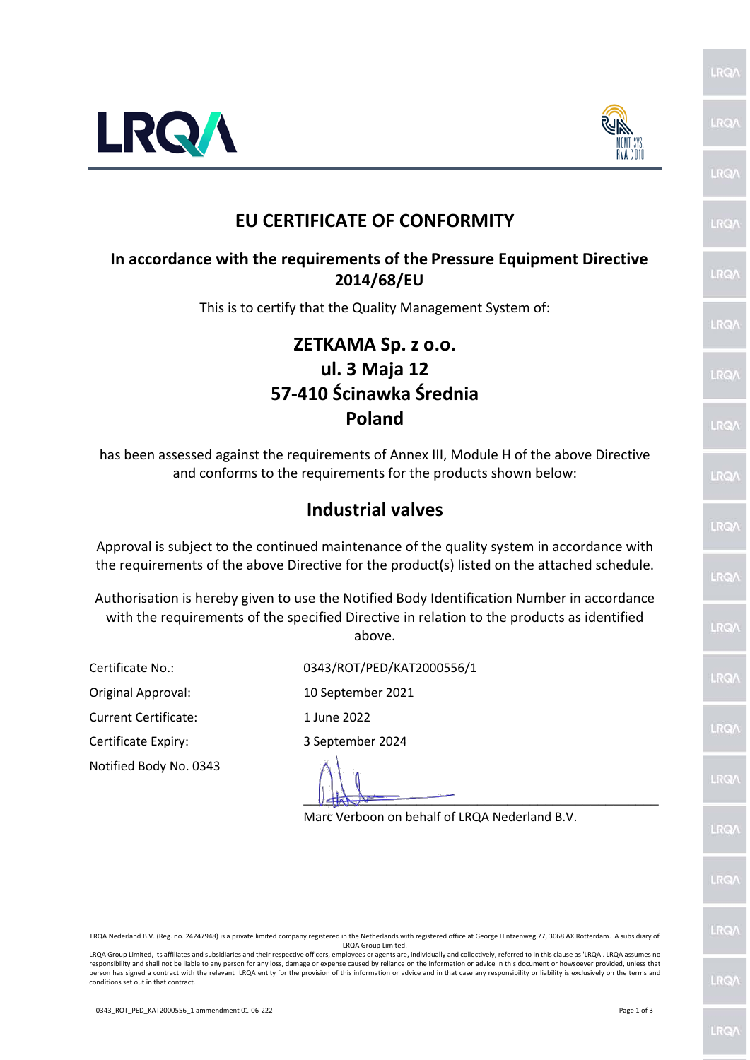# EU CERTIFICATE OF CONFORMITY

## In accordance with the requirements of the Pressure Equipment Directive 2014/68/EU

This is to certify that the Quality Management System of:

**ZETKAMA Sp. z o.o.**
**ul. 3 Maja 12**
**57-410 Ścinawka Średnia**
**Poland**

has been assessed against the requirements of Annex III, Module H of the above Directive and conforms to the requirements for the products shown below:

## Industrial valves

Approval is subject to the continued maintenance of the quality system in accordance with the requirements of the above Directive for the product(s) listed on the attached schedule.

Authorisation is hereby given to use the Notified Body Identification Number in accordance with the requirements of the specified Directive in relation to the products as identified above.

| | |
|---|---|
| Certificate No.: | 0343/ROT/PED/KAT2000556/1 |
| Original Approval: | 10 September 2021 |
| Current Certificate: | 1 June 2022 |
| Certificate Expiry: | 3 September 2024 |
| Notified Body No. 0343 | |

Marc Verboon on behalf of LRQA Nederland B.V.

LRQA Nederland B.V. (Reg. no. 24247948) is a private limited company registered in the Netherlands with registered office at George Hintzenweg 77, 3068 AX Rotterdam. A subsidiary of LRQA Group Limited.

LRQA Group Limited, its affiliates and subsidiaries and their respective officers, employees or agents are, individually and collectively, referred to in this clause as 'LRQA'. LRQA assumes no responsibility and shall not be liable to any person for any loss, damage or expense caused by reliance on the information or advice in this document or howsoever provided, unless that person has signed a contract with the relevant LRQA entity for the provision of this information or advice and in that case any responsibility or liability is exclusively on the terms and conditions set out in that contract.

0343_ROT_PED_KAT2000556_1 ammendment 01-06-222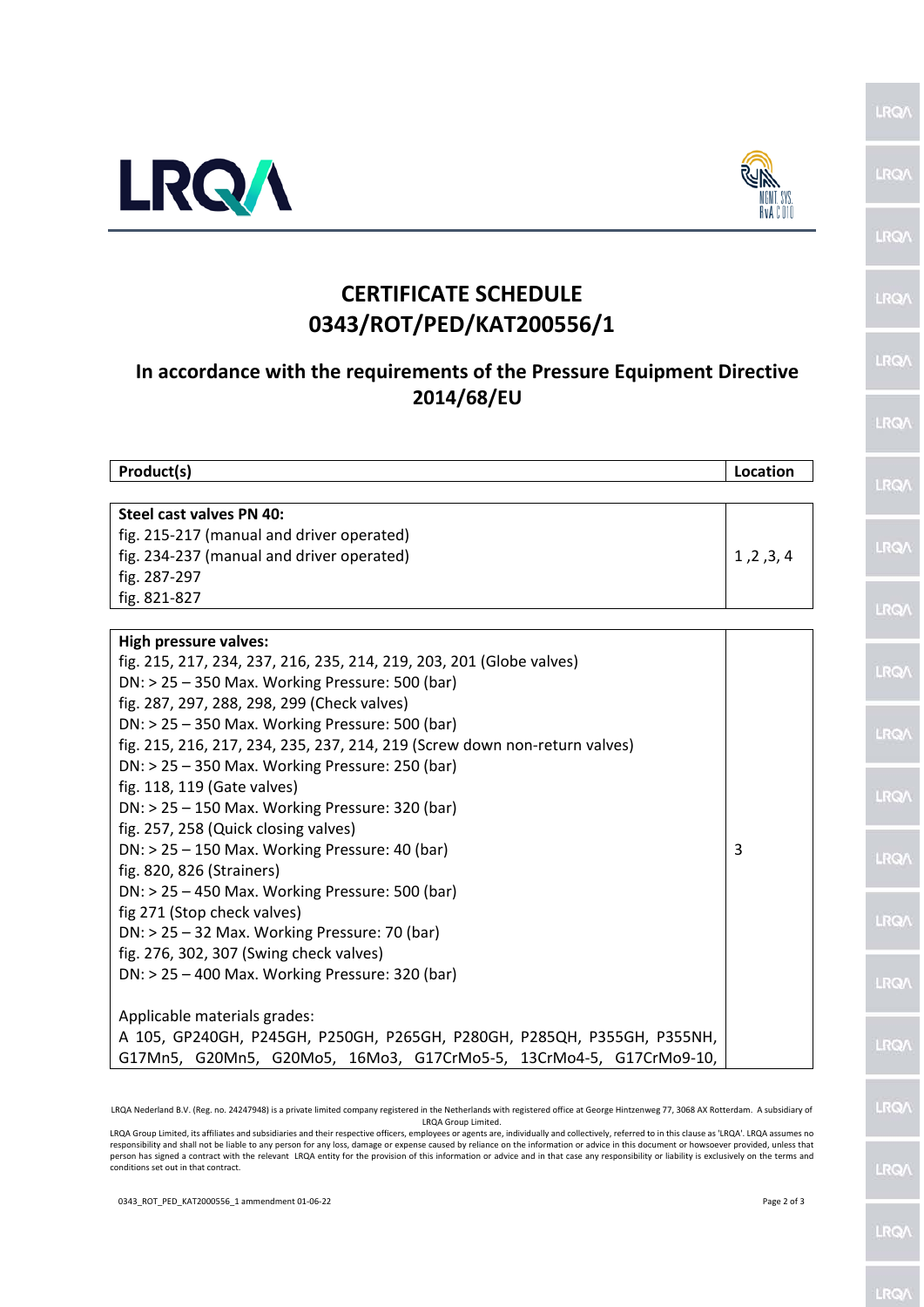# CERTIFICATE SCHEDULE
# 0343/ROT/PED/KAT200556/1

## In accordance with the requirements of the Pressure Equipment Directive 2014/68/EU

| Product(s) | Location |
| --- | --- |
| **Steel cast valves PN 40:**<br>fig. 215-217 (manual and driver operated)<br>fig. 234-237 (manual and driver operated)<br>fig. 287-297<br>fig. 821-827 | 1 ,2 ,3, 4 |
| **High pressure valves:**<br>fig. 215, 217, 234, 237, 216, 235, 214, 219, 203, 201 (Globe valves)<br>DN: > 25 – 350 Max. Working Pressure: 500 (bar)<br>fig. 287, 297, 288, 298, 299 (Check valves)<br>DN: > 25 – 350 Max. Working Pressure: 500 (bar)<br>fig. 215, 216, 217, 234, 235, 237, 214, 219 (Screw down non-return valves)<br>DN: > 25 – 350 Max. Working Pressure: 250 (bar)<br>fig. 118, 119 (Gate valves)<br>DN: > 25 – 150 Max. Working Pressure: 320 (bar)<br>fig. 257, 258 (Quick closing valves)<br>DN: > 25 – 150 Max. Working Pressure: 40 (bar)<br>fig. 820, 826 (Strainers)<br>DN: > 25 – 450 Max. Working Pressure: 500 (bar)<br>fig 271 (Stop check valves)<br>DN: > 25 – 32 Max. Working Pressure: 70 (bar)<br>fig. 276, 302, 307 (Swing check valves)<br>DN: > 25 – 400 Max. Working Pressure: 320 (bar)<br><br>Applicable materials grades:<br>A 105, GP240GH, P245GH, P250GH, P265GH, P280GH, P285QH, P355GH, P355NH, G17Mn5, G20Mn5, G20Mo5, 16Mo3, G17CrMo5-5, 13CrMo4-5, G17CrMo9-10, | 3 |

LRQA Nederland B.V. (Reg. no. 24247948) is a private limited company registered in the Netherlands with registered office at George Hintzenweg 77, 3068 AX Rotterdam. A subsidiary of LRQA Group Limited.
LRQA Group Limited, its affiliates and subsidiaries and their respective officers, employees or agents are, individually and collectively, referred to in this clause as 'LRQA'. LRQA assumes no responsibility and shall not be liable to any person for any loss, damage or expense caused by reliance on the information or advice in this document or howsoever provided, unless that person has signed a contract with the relevant LRQA entity for the provision of this information or advice and in that case any responsibility or liability is exclusively on the terms and conditions set out in that contract.

0343_ROT_PED_KAT2000556_1 ammendment 01-06-22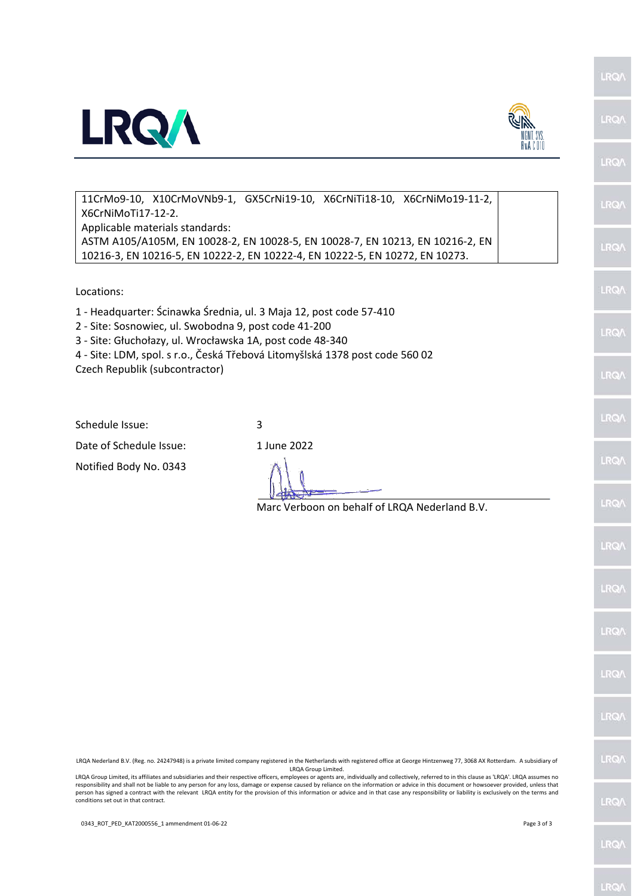| | |
|---|---|
| 11CrMo9-10, X10CrMoVNb9-1, GX5CrNi19-10, X6CrNiTi18-10, X6CrNiMo19-11-2, X6CrNiMoTi17-12-2.<br>Applicable materials standards:<br>ASTM A105/A105M, EN 10028-2, EN 10028-5, EN 10028-7, EN 10213, EN 10216-2, EN 10216-3, EN 10216-5, EN 10222-2, EN 10222-4, EN 10222-5, EN 10272, EN 10273. | |

Locations:

1 - Headquarter: Ścinawka Średnia, ul. 3 Maja 12, post code 57-410
2 - Site: Sosnowiec, ul. Swobodna 9, post code 41-200
3 - Site: Głuchołazy, ul. Wrocławska 1A, post code 48-340
4 - Site: LDM, spol. s r.o., Česká Třebová Litomyšlská 1378 post code 560 02
Czech Republik (subcontractor)

Schedule Issue: 3

Date of Schedule Issue: 1 June 2022

Notified Body No. 0343

Marc Verboon on behalf of LRQA Nederland B.V.

LRQA Nederland B.V. (Reg. no. 24247948) is a private limited company registered in the Netherlands with registered office at George Hintzenweg 77, 3068 AX Rotterdam. A subsidiary of LRQA Group Limited.

LRQA Group Limited, its affiliates and subsidiaries and their respective officers, employees or agents are, individually and collectively, referred to in this clause as 'LRQA'. LRQA assumes no responsibility and shall not be liable to any person for any loss, damage or expense caused by reliance on the information or advice in this document or howsoever provided, unless that person has signed a contract with the relevant LRQA entity for the provision of this information or advice and in that case any responsibility or liability is exclusively on the terms and conditions set out in that contract.

0343_ROT_PED_KAT2000556_1 ammendment 01-06-22